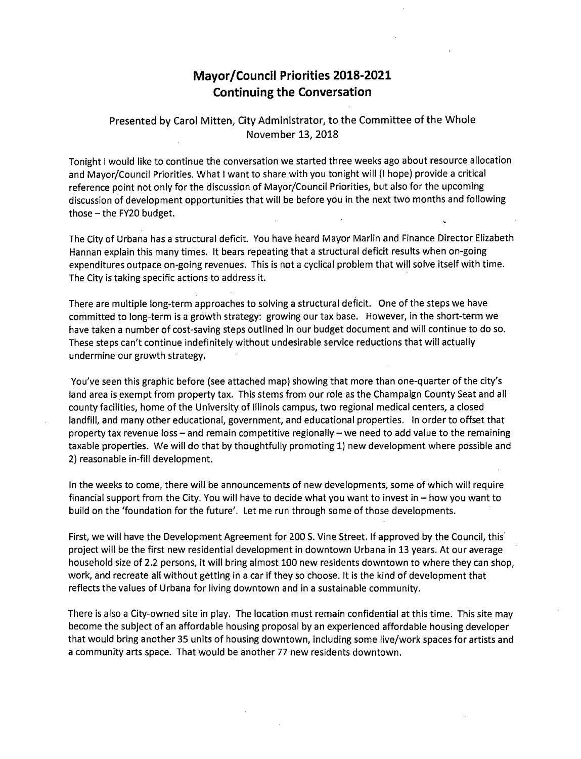# Mayor/Council Priorities 2018-2021
# Continuing the Conversation

Presented by Carol Mitten, City Administrator, to the Committee of the Whole
November 13, 2018

Tonight I would like to continue the conversation we started three weeks ago about resource allocation and Mayor/Council Priorities. What I want to share with you tonight will (I hope) provide a critical reference point not only for the discussion of Mayor/Council Priorities, but also for the upcoming discussion of development opportunities that will be before you in the next two months and following those – the FY20 budget.

The City of Urbana has a structural deficit. You have heard Mayor Marlin and Finance Director Elizabeth Hannan explain this many times. It bears repeating that a structural deficit results when on-going expenditures outpace on-going revenues. This is not a cyclical problem that will solve itself with time. The City is taking specific actions to address it.

There are multiple long-term approaches to solving a structural deficit. One of the steps we have committed to long-term is a growth strategy: growing our tax base. However, in the short-term we have taken a number of cost-saving steps outlined in our budget document and will continue to do so. These steps can't continue indefinitely without undesirable service reductions that will actually undermine our growth strategy.

You've seen this graphic before (see attached map) showing that more than one-quarter of the city's land area is exempt from property tax. This stems from our role as the Champaign County Seat and all county facilities, home of the University of Illinois campus, two regional medical centers, a closed landfill, and many other educational, government, and educational properties. In order to offset that property tax revenue loss – and remain competitive regionally – we need to add value to the remaining taxable properties. We will do that by thoughtfully promoting 1) new development where possible and 2) reasonable in-fill development.

In the weeks to come, there will be announcements of new developments, some of which will require financial support from the City. You will have to decide what you want to invest in – how you want to build on the 'foundation for the future'. Let me run through some of those developments.

First, we will have the Development Agreement for 200 S. Vine Street. If approved by the Council, this project will be the first new residential development in downtown Urbana in 13 years. At our average household size of 2.2 persons, it will bring almost 100 new residents downtown to where they can shop, work, and recreate all without getting in a car if they so choose. It is the kind of development that reflects the values of Urbana for living downtown and in a sustainable community.

There is also a City-owned site in play. The location must remain confidential at this time. This site may become the subject of an affordable housing proposal by an experienced affordable housing developer that would bring another 35 units of housing downtown, including some live/work spaces for artists and a community arts space. That would be another 77 new residents downtown.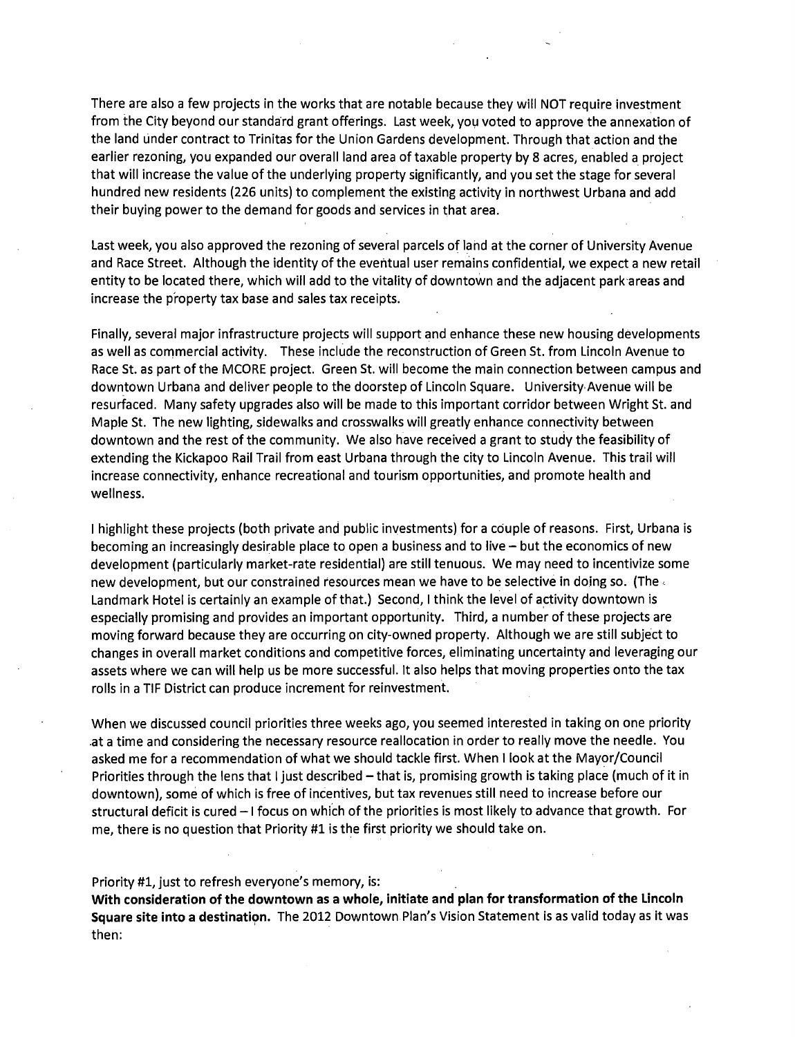There are also a few projects in the works that are notable because they will NOT require investment from the City beyond our standard grant offerings. Last week, you voted to approve the annexation of the land under contract to Trinitas for the Union Gardens development. Through that action and the earlier rezoning, you expanded our overall land area of taxable property by 8 acres, enabled a project that will increase the value of the underlying property significantly, and you set the stage for several hundred new residents (226 units) to complement the existing activity in northwest Urbana and add their buying power to the demand for goods and services in that area.

Last week, you also approved the rezoning of several parcels of land at the corner of University Avenue and Race Street. Although the identity of the eventual user remains confidential, we expect a new retail entity to be located there, which will add to the vitality of downtown and the adjacent park areas and increase the property tax base and sales tax receipts.

Finally, several major infrastructure projects will support and enhance these new housing developments as well as commercial activity. These include the reconstruction of Green St. from Lincoln Avenue to Race St. as part of the MCORE project. Green St. will become the main connection between campus and downtown Urbana and deliver people to the doorstep of Lincoln Square. University Avenue will be resurfaced. Many safety upgrades also will be made to this important corridor between Wright St. and Maple St. The new lighting, sidewalks and crosswalks will greatly enhance connectivity between downtown and the rest of the community. We also have received a grant to study the feasibility of extending the Kickapoo Rail Trail from east Urbana through the city to Lincoln Avenue. This trail will increase connectivity, enhance recreational and tourism opportunities, and promote health and wellness.

I highlight these projects (both private and public investments) for a couple of reasons. First, Urbana is becoming an increasingly desirable place to open a business and to live – but the economics of new development (particularly market-rate residential) are still tenuous. We may need to incentivize some new development, but our constrained resources mean we have to be selective in doing so. (The Landmark Hotel is certainly an example of that.) Second, I think the level of activity downtown is especially promising and provides an important opportunity. Third, a number of these projects are moving forward because they are occurring on city-owned property. Although we are still subject to changes in overall market conditions and competitive forces, eliminating uncertainty and leveraging our assets where we can will help us be more successful. It also helps that moving properties onto the tax rolls in a TIF District can produce increment for reinvestment.

When we discussed council priorities three weeks ago, you seemed interested in taking on one priority at a time and considering the necessary resource reallocation in order to really move the needle. You asked me for a recommendation of what we should tackle first. When I look at the Mayor/Council Priorities through the lens that I just described – that is, promising growth is taking place (much of it in downtown), some of which is free of incentives, but tax revenues still need to increase before our structural deficit is cured – I focus on which of the priorities is most likely to advance that growth. For me, there is no question that Priority #1 is the first priority we should take on.

Priority #1, just to refresh everyone's memory, is:
**With consideration of the downtown as a whole, initiate and plan for transformation of the Lincoln Square site into a destination.** The 2012 Downtown Plan's Vision Statement is as valid today as it was then: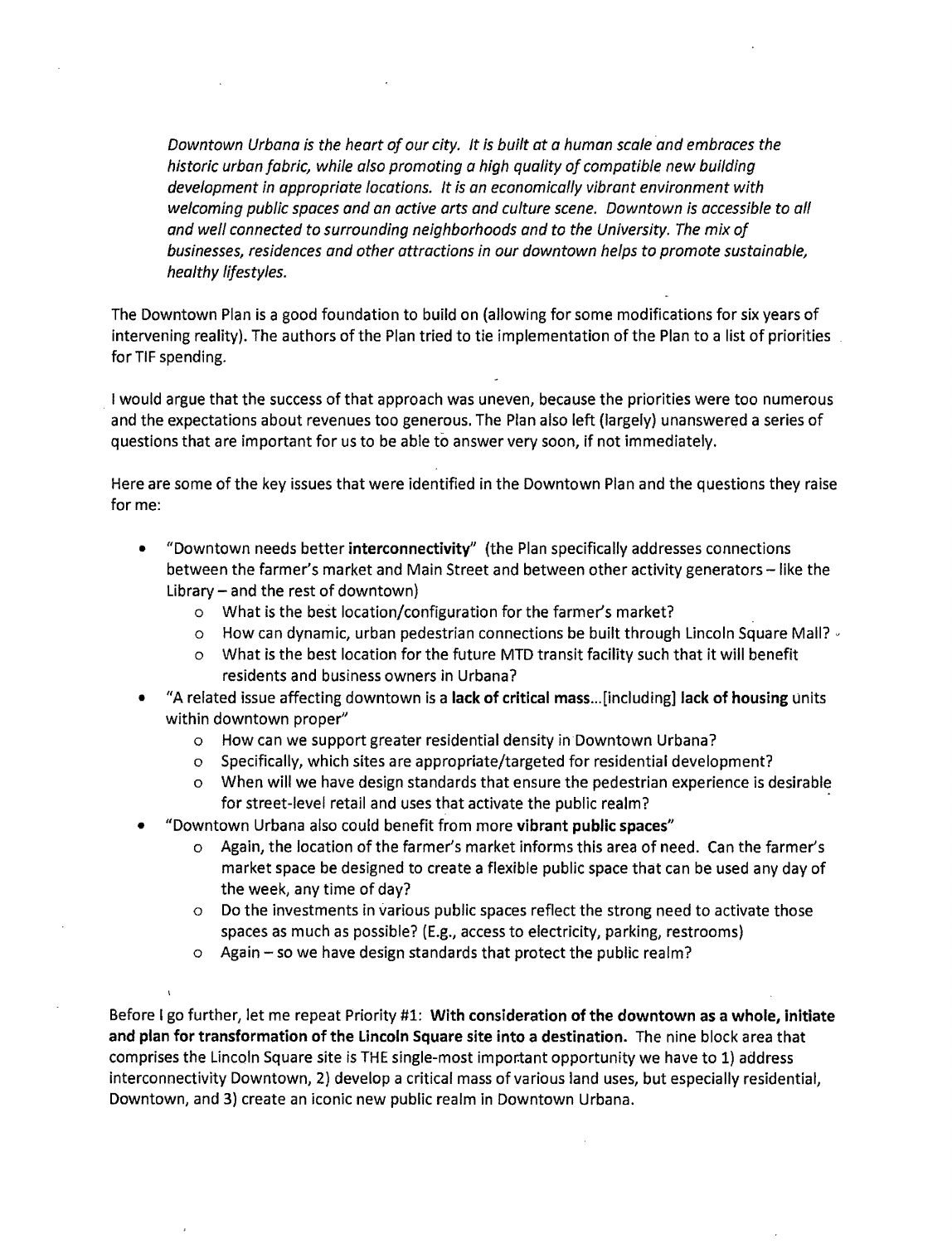*Downtown Urbana is the heart of our city. It is built at a human scale and embraces the historic urban fabric, while also promoting a high quality of compatible new building development in appropriate locations. It is an economically vibrant environment with welcoming public spaces and an active arts and culture scene. Downtown is accessible to all and well connected to surrounding neighborhoods and to the University. The mix of businesses, residences and other attractions in our downtown helps to promote sustainable, healthy lifestyles.*

The Downtown Plan is a good foundation to build on (allowing for some modifications for six years of intervening reality). The authors of the Plan tried to tie implementation of the Plan to a list of priorities for TIF spending.

I would argue that the success of that approach was uneven, because the priorities were too numerous and the expectations about revenues too generous. The Plan also left (largely) unanswered a series of questions that are important for us to be able to answer very soon, if not immediately.

Here are some of the key issues that were identified in the Downtown Plan and the questions they raise for me:

- "Downtown needs better **interconnectivity**" (the Plan specifically addresses connections between the farmer's market and Main Street and between other activity generators – like the Library – and the rest of downtown)
  - What is the best location/configuration for the farmer's market?
  - How can dynamic, urban pedestrian connections be built through Lincoln Square Mall?
  - What is the best location for the future MTD transit facility such that it will benefit residents and business owners in Urbana?
- "A related issue affecting downtown is a **lack of critical mass**...[including] **lack of housing** units within downtown proper"
  - How can we support greater residential density in Downtown Urbana?
  - Specifically, which sites are appropriate/targeted for residential development?
  - When will we have design standards that ensure the pedestrian experience is desirable for street-level retail and uses that activate the public realm?
- "Downtown Urbana also could benefit from more **vibrant public spaces**"
  - Again, the location of the farmer's market informs this area of need. Can the farmer's market space be designed to create a flexible public space that can be used any day of the week, any time of day?
  - Do the investments in various public spaces reflect the strong need to activate those spaces as much as possible? (E.g., access to electricity, parking, restrooms)
  - Again – so we have design standards that protect the public realm?

Before I go further, let me repeat Priority #1: **With consideration of the downtown as a whole, initiate and plan for transformation of the Lincoln Square site into a destination.** The nine block area that comprises the Lincoln Square site is THE single-most important opportunity we have to 1) address interconnectivity Downtown, 2) develop a critical mass of various land uses, but especially residential, Downtown, and 3) create an iconic new public realm in Downtown Urbana.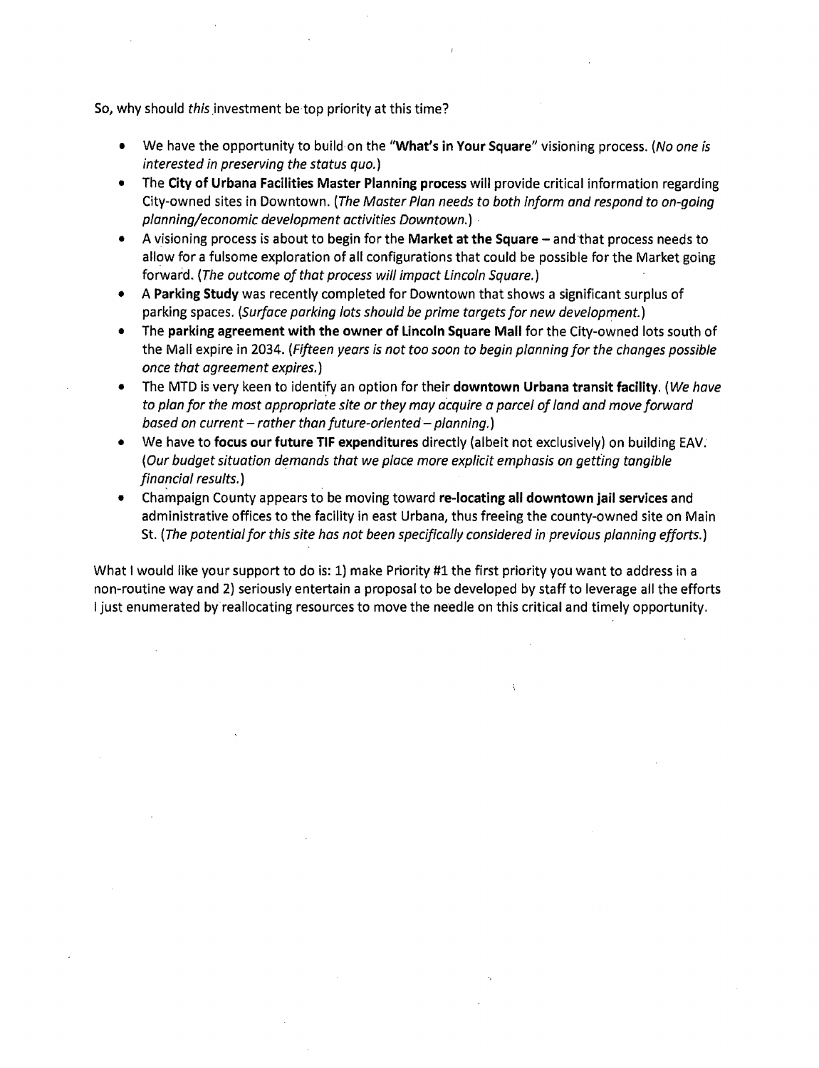So, why should *this* investment be top priority at this time?

- We have the opportunity to build on the **"What's in Your Square"** visioning process. (*No one is interested in preserving the status quo.*)
- The **City of Urbana Facilities Master Planning process** will provide critical information regarding City-owned sites in Downtown. (*The Master Plan needs to both inform and respond to on-going planning/economic development activities Downtown.*)
- A visioning process is about to begin for the **Market at the Square** – and that process needs to allow for a fulsome exploration of all configurations that could be possible for the Market going forward. (*The outcome of that process will impact Lincoln Square.*)
- A **Parking Study** was recently completed for Downtown that shows a significant surplus of parking spaces. (*Surface parking lots should be prime targets for new development.*)
- The **parking agreement with the owner of Lincoln Square Mall** for the City-owned lots south of the Mall expire in 2034. (*Fifteen years is not too soon to begin planning for the changes possible once that agreement expires.*)
- The MTD is very keen to identify an option for their **downtown Urbana transit facility**. (*We have to plan for the most appropriate site or they may acquire a parcel of land and move forward based on current – rather than future-oriented – planning.*)
- We have to **focus our future TIF expenditures** directly (albeit not exclusively) on building EAV. (*Our budget situation demands that we place more explicit emphasis on getting tangible financial results.*)
- Champaign County appears to be moving toward **re-locating all downtown jail services** and administrative offices to the facility in east Urbana, thus freeing the county-owned site on Main St. (*The potential for this site has not been specifically considered in previous planning efforts.*)

What I would like your support to do is: 1) make Priority #1 the first priority you want to address in a non-routine way and 2) seriously entertain a proposal to be developed by staff to leverage all the efforts I just enumerated by reallocating resources to move the needle on this critical and timely opportunity.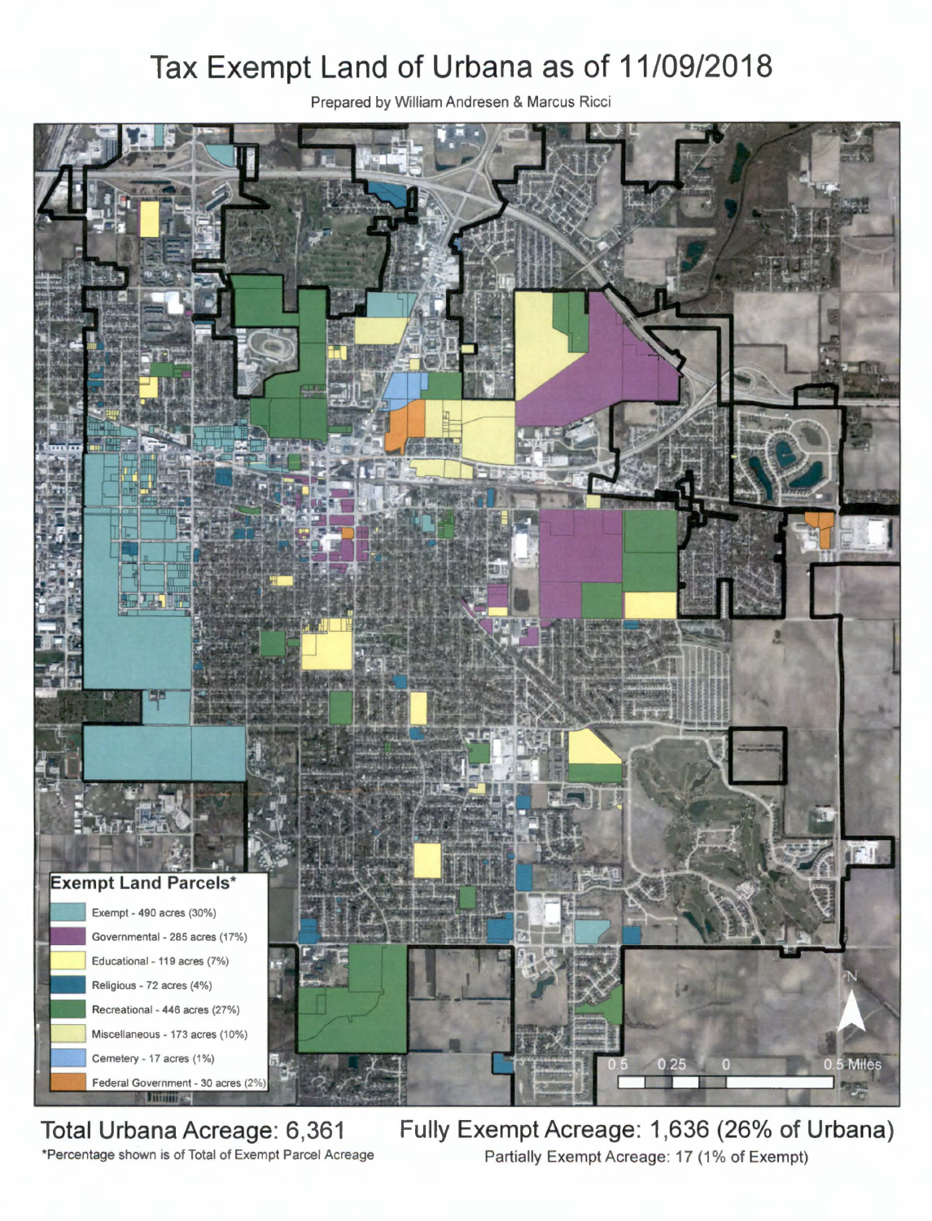# Tax Exempt Land of Urbana as of 11/09/2018

Prepared by William Andresen & Marcus Ricci

**Exempt Land Parcels***

- Exempt - 490 acres (30%)
- Governmental - 285 acres (17%)
- Educational - 119 acres (7%)
- Religious - 72 acres (4%)
- Recreational - 446 acres (27%)
- Miscellaneous - 173 acres (10%)
- Cemetery - 17 acres (1%)
- Federal Government - 30 acres (2%)

0.5 0.25 0 0.5 Miles

N

## Total Urbana Acreage: 6,361

*Percentage shown is of Total of Exempt Parcel Acreage

## Fully Exempt Acreage: 1,636 (26% of Urbana)

Partially Exempt Acreage: 17 (1% of Exempt)